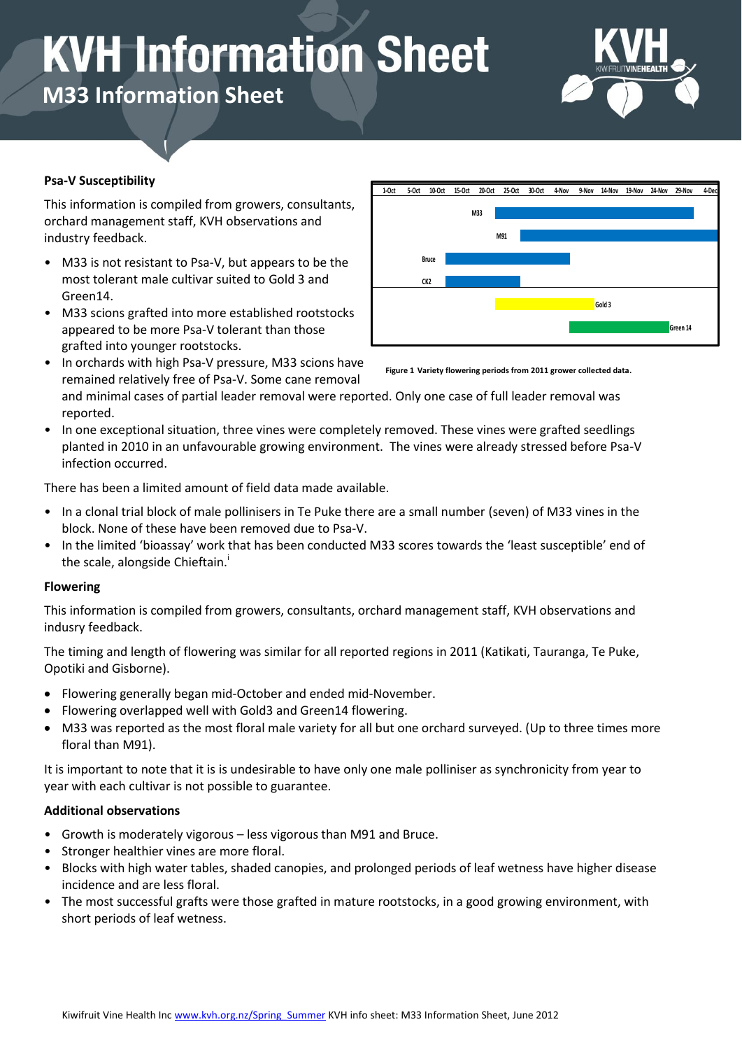# KVH Information Sheet

## M33 Information Sheet

### Psa-V Susceptibility

This information is compiled from growers, consultants, orchard management staff, KVH observations and industry feedback.

- M33 is not resistant to Psa-V, but appears to be the most tolerant male cultivar suited to Gold 3 and Green14.
- M33 scions grafted into more established rootstocks appeared to be more Psa-V tolerant than those grafted into younger rootstocks.
- In orchards with high Psa-V pressure, M33 scions have remained relatively free of Psa-V. Some cane removal and minimal cases of partial leader removal were reported. Only one case of full leader removal was reported.
- In one exceptional situation, three vines were completely removed. These vines were grafted seedlings planted in 2010 in an unfavourable growing environment. The vines were already stressed before Psa-V infection occurred.

Figure 1 Variety flowering periods from 2011 grower collected data.

There has been a limited amount of field data made available.

- In a clonal trial block of male pollinisers in Te Puke there are a small number (seven) of M33 vines in the block. None of these have been removed due to Psa-V.
- In the limited 'bioassay' work that has been conducted M33 scores towards the 'least susceptible' end of the scale, alongside Chieftain.[i]

### Flowering

This information is compiled from growers, consultants, orchard management staff, KVH observations and indusry feedback.

The timing and length of flowering was similar for all reported regions in 2011 (Katikati, Tauranga, Te Puke, Opotiki and Gisborne).

- Flowering generally began mid-October and ended mid-November.
- Flowering overlapped well with Gold3 and Green14 flowering.
- M33 was reported as the most floral male variety for all but one orchard surveyed. (Up to three times more floral than M91).

It is important to note that it is is undesirable to have only one male polliniser as synchronicity from year to year with each cultivar is not possible to guarantee.

### Additional observations

- Growth is moderately vigorous – less vigorous than M91 and Bruce.
- Stronger healthier vines are more floral.
- Blocks with high water tables, shaded canopies, and prolonged periods of leaf wetness have higher disease incidence and are less floral.
- The most successful grafts were those grafted in mature rootstocks, in a good growing environment, with short periods of leaf wetness.

Kiwifruit Vine Health Inc www.kvh.org.nz/Spring_Summer KVH info sheet: M33 Information Sheet, June 2012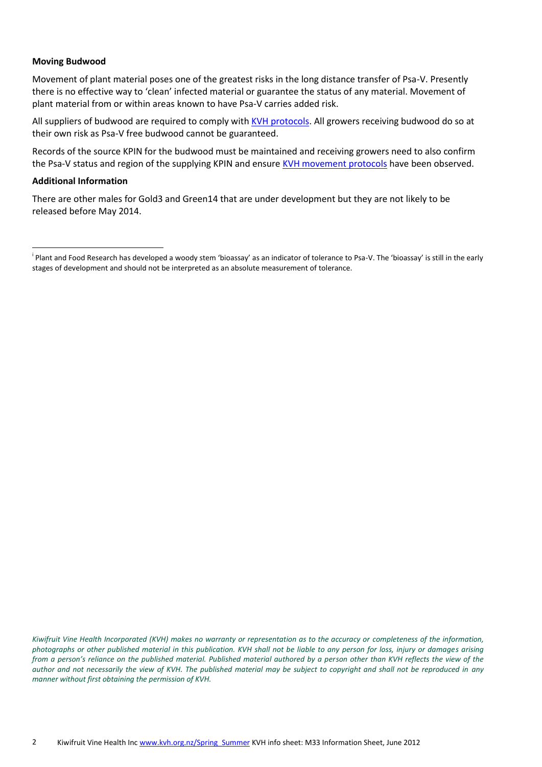**Moving Budwood**

Movement of plant material poses one of the greatest risks in the long distance transfer of Psa-V. Presently there is no effective way to 'clean' infected material or guarantee the status of any material. Movement of plant material from or within areas known to have Psa-V carries added risk.

All suppliers of budwood are required to comply with KVH protocols. All growers receiving budwood do so at their own risk as Psa-V free budwood cannot be guaranteed.

Records of the source KPIN for the budwood must be maintained and receiving growers need to also confirm the Psa-V status and region of the supplying KPIN and ensure KVH movement protocols have been observed.

**Additional Information**

There are other males for Gold3 and Green14 that are under development but they are not likely to be released before May 2014.

---

[i] Plant and Food Research has developed a woody stem 'bioassay' as an indicator of tolerance to Psa-V. The 'bioassay' is still in the early stages of development and should not be interpreted as an absolute measurement of tolerance.

*Kiwifruit Vine Health Incorporated (KVH) makes no warranty or representation as to the accuracy or completeness of the information, photographs or other published material in this publication. KVH shall not be liable to any person for loss, injury or damages arising from a person's reliance on the published material. Published material authored by a person other than KVH reflects the view of the author and not necessarily the view of KVH. The published material may be subject to copyright and shall not be reproduced in any manner without first obtaining the permission of KVH.*